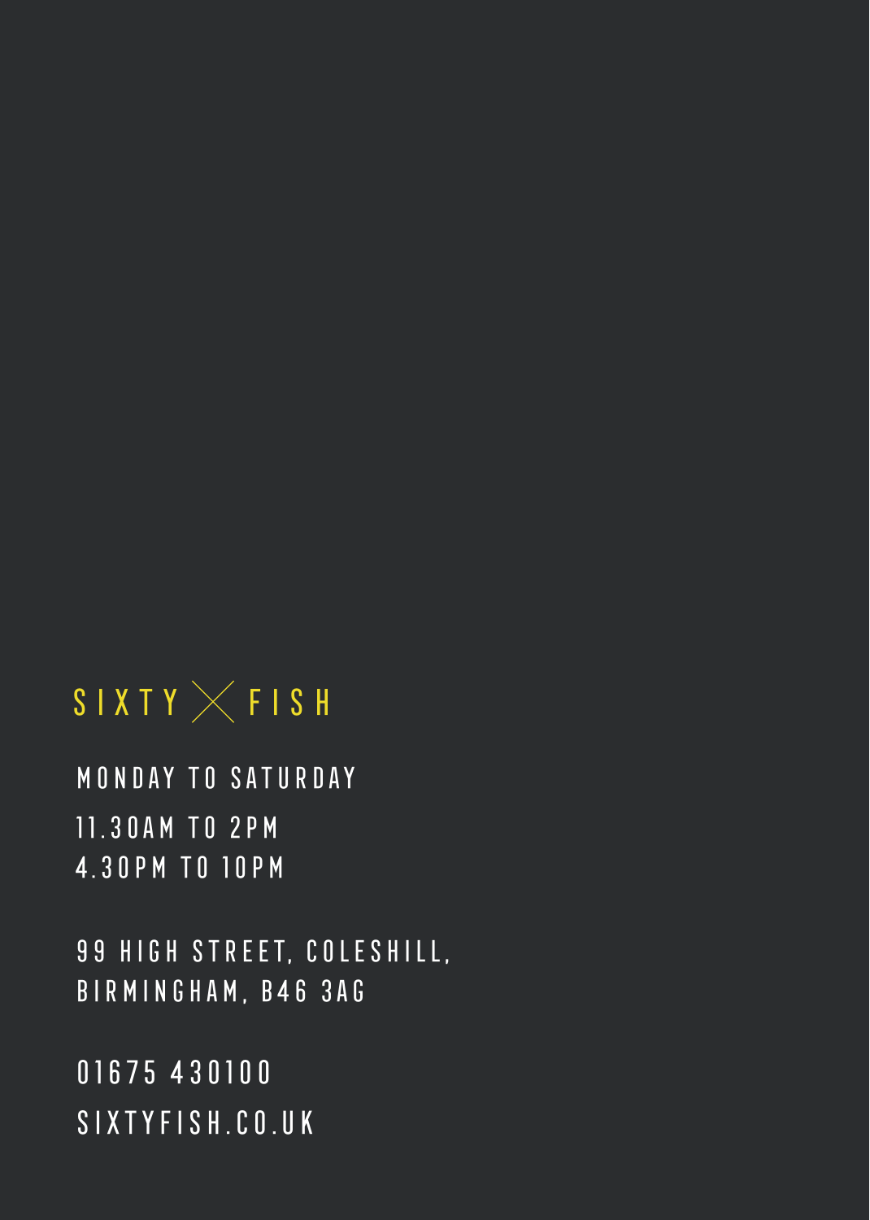# SIXTY FISH

MONDAY TO SATURDAY

11.30AM TO 2PM
4.30PM TO 10PM

99 HIGH STREET, COLESHILL,
BIRMINGHAM, B46 3AG

01675 430100
SIXTYFISH.CO.UK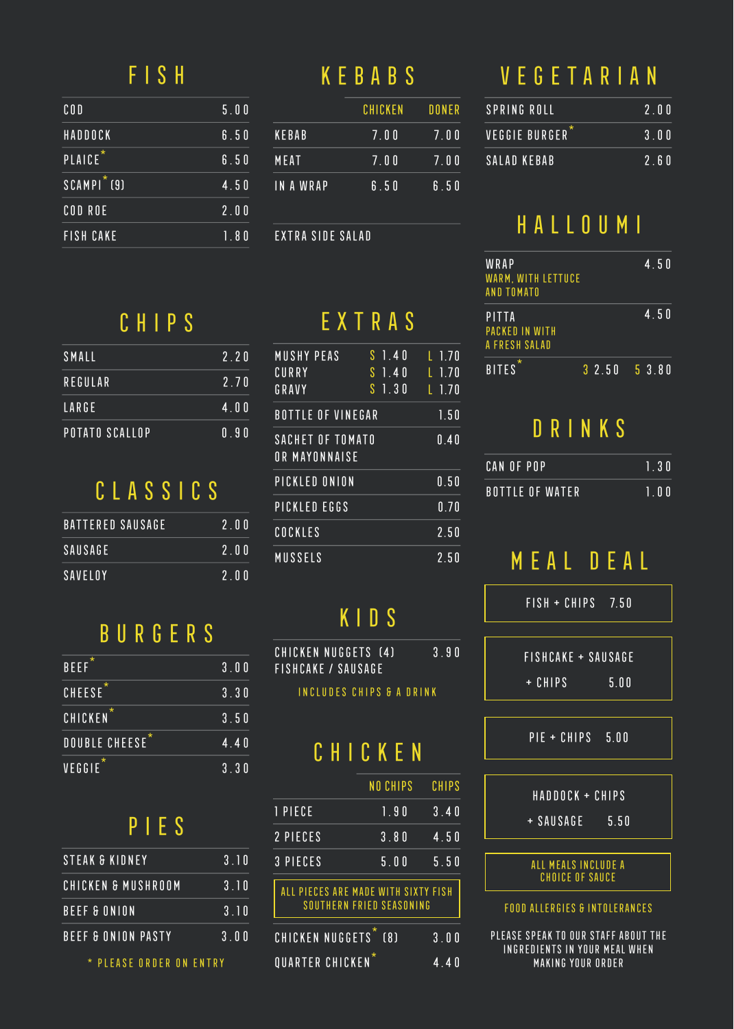## FISH

| | |
|---|---|
| COD | 5.00 |
| HADDOCK | 6.50 |
| PLAICE* | 6.50 |
| SCAMPI* (9) | 4.50 |
| COD ROE | 2.00 |
| FISH CAKE | 1.80 |

## CHIPS

| | |
|---|---|
| SMALL | 2.20 |
| REGULAR | 2.70 |
| LARGE | 4.00 |
| POTATO SCALLOP | 0.90 |

## CLASSICS

| | |
|---|---|
| BATTERED SAUSAGE | 2.00 |
| SAUSAGE | 2.00 |
| SAVELOY | 2.00 |

## BURGERS

| | |
|---|---|
| BEEF* | 3.00 |
| CHEESE* | 3.30 |
| CHICKEN* | 3.50 |
| DOUBLE CHEESE* | 4.40 |
| VEGGIE* | 3.30 |

## PIES

| | |
|---|---|
| STEAK & KIDNEY | 3.10 |
| CHICKEN & MUSHROOM | 3.10 |
| BEEF & ONION | 3.10 |
| BEEF & ONION PASTY | 3.00 |

* PLEASE ORDER ON ENTRY

## KEBABS

| | CHICKEN | DONER |
|---|---|---|
| KEBAB | 7.00 | 7.00 |
| MEAT | 7.00 | 7.00 |
| IN A WRAP | 6.50 | 6.50 |
| EXTRA SIDE SALAD | | |

## EXTRAS

| | | |
|---|---|---|
| MUSHY PEAS | S 1.40 | L 1.70 |
| CURRY | S 1.40 | L 1.70 |
| GRAVY | S 1.30 | L 1.70 |
| BOTTLE OF VINEGAR | | 1.50 |
| SACHET OF TOMATO OR MAYONNAISE | | 0.40 |
| PICKLED ONION | | 0.50 |
| PICKLED EGGS | | 0.70 |
| COCKLES | | 2.50 |
| MUSSELS | | 2.50 |

## KIDS

| | |
|---|---|
| CHICKEN NUGGETS (4) FISHCAKE / SAUSAGE | 3.90 |

INCLUDES CHIPS & A DRINK

## CHICKEN

| | NO CHIPS | CHIPS |
|---|---|---|
| 1 PIECE | 1.90 | 3.40 |
| 2 PIECES | 3.80 | 4.50 |
| 3 PIECES | 5.00 | 5.50 |

ALL PIECES ARE MADE WITH SIXTY FISH SOUTHERN FRIED SEASONING

| | |
|---|---|
| CHICKEN NUGGETS* (8) | 3.00 |
| QUARTER CHICKEN* | 4.40 |

## VEGETARIAN

| | |
|---|---|
| SPRING ROLL | 2.00 |
| VEGGIE BURGER* | 3.00 |
| SALAD KEBAB | 2.60 |

## HALLOUMI

| | | |
|---|---|---|
| WRAP<br>WARM, WITH LETTUCE AND TOMATO | | 4.50 |
| PITTA<br>PACKED IN WITH A FRESH SALAD | | 4.50 |
| BITES* | 3 2.50 | 5 3.80 |

## DRINKS

| | |
|---|---|
| CAN OF POP | 1.30 |
| BOTTLE OF WATER | 1.00 |

## MEAL DEAL

- FISH + CHIPS 7.50
- FISHCAKE + SAUSAGE + CHIPS 5.00
- PIE + CHIPS 5.00
- HADDOCK + CHIPS + SAUSAGE 5.50

ALL MEALS INCLUDE A CHOICE OF SAUCE

FOOD ALLERGIES & INTOLERANCES

PLEASE SPEAK TO OUR STAFF ABOUT THE INGREDIENTS IN YOUR MEAL WHEN MAKING YOUR ORDER